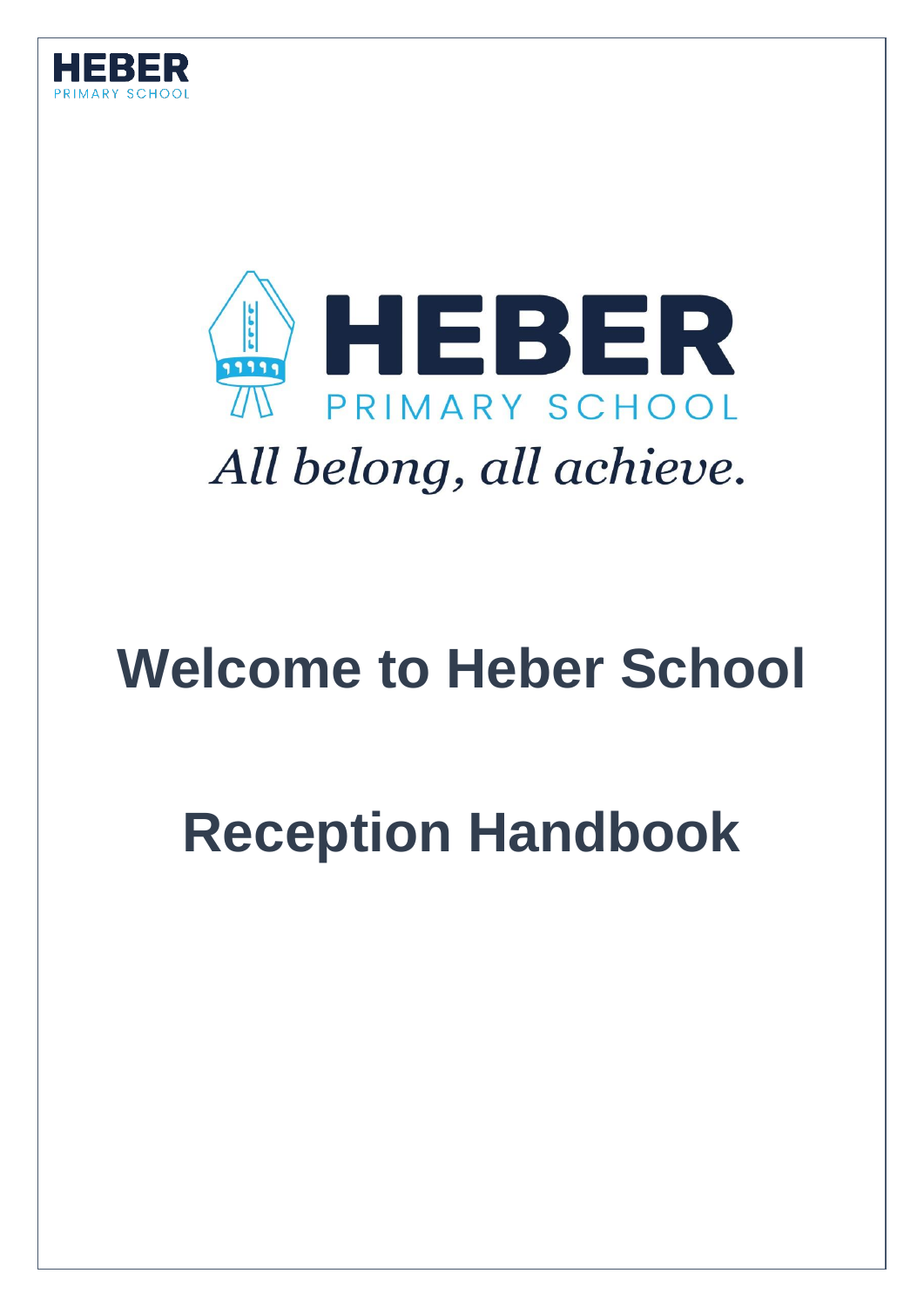HEBER
PRIMARY SCHOOL

HEBER
PRIMARY SCHOOL

*All belong, all achieve.*

# Welcome to Heber School

# Reception Handbook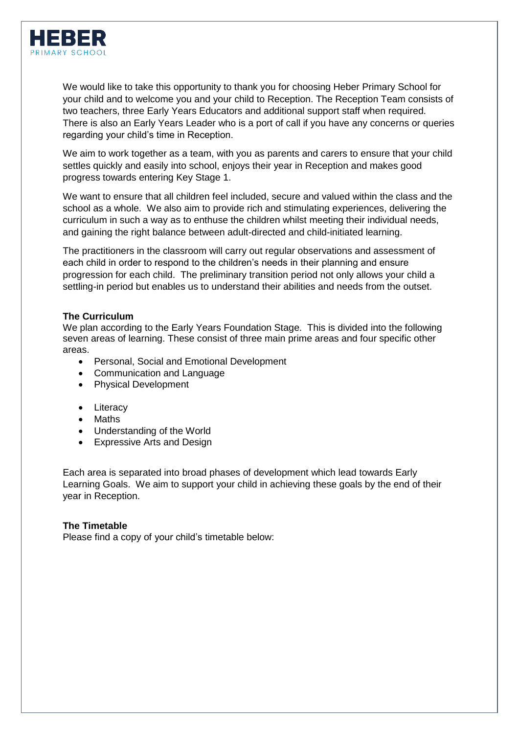We would like to take this opportunity to thank you for choosing Heber Primary School for your child and to welcome you and your child to Reception. The Reception Team consists of two teachers, three Early Years Educators and additional support staff when required. There is also an Early Years Leader who is a port of call if you have any concerns or queries regarding your child's time in Reception.

We aim to work together as a team, with you as parents and carers to ensure that your child settles quickly and easily into school, enjoys their year in Reception and makes good progress towards entering Key Stage 1.

We want to ensure that all children feel included, secure and valued within the class and the school as a whole. We also aim to provide rich and stimulating experiences, delivering the curriculum in such a way as to enthuse the children whilst meeting their individual needs, and gaining the right balance between adult-directed and child-initiated learning.

The practitioners in the classroom will carry out regular observations and assessment of each child in order to respond to the children's needs in their planning and ensure progression for each child. The preliminary transition period not only allows your child a settling-in period but enables us to understand their abilities and needs from the outset.

**The Curriculum**

We plan according to the Early Years Foundation Stage. This is divided into the following seven areas of learning. These consist of three main prime areas and four specific other areas.

- Personal, Social and Emotional Development
- Communication and Language
- Physical Development

- Literacy
- Maths
- Understanding of the World
- Expressive Arts and Design

Each area is separated into broad phases of development which lead towards Early Learning Goals. We aim to support your child in achieving these goals by the end of their year in Reception.

**The Timetable**

Please find a copy of your child's timetable below: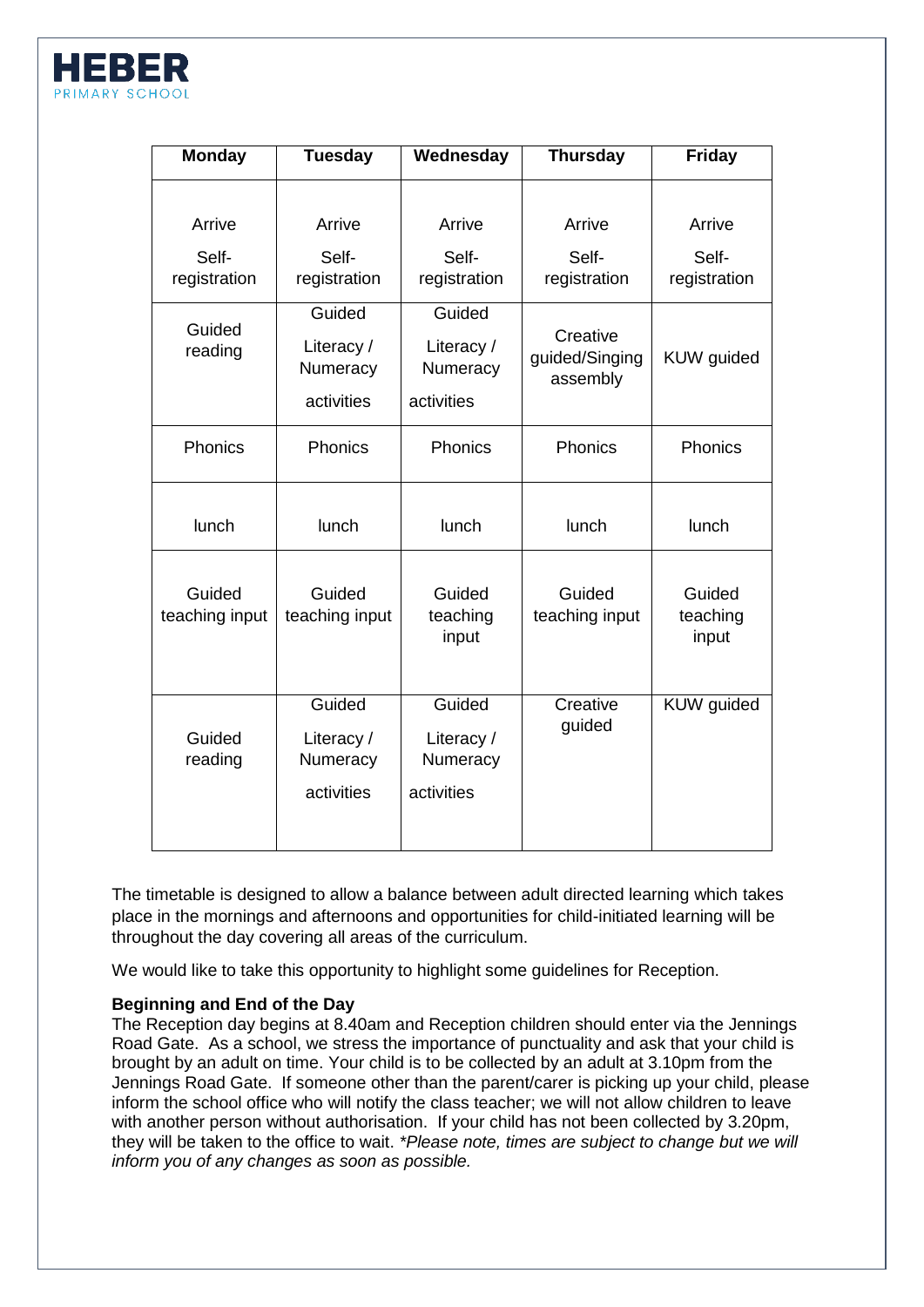| Monday | Tuesday | Wednesday | Thursday | Friday |
|---|---|---|---|---|
| Arrive Self-registration | Arrive Self-registration | Arrive Self-registration | Arrive Self-registration | Arrive Self-registration |
| Guided reading | Guided Literacy / Numeracy activities | Guided Literacy / Numeracy activities | Creative guided/Singing assembly | KUW guided |
| Phonics | Phonics | Phonics | Phonics | Phonics |
| lunch | lunch | lunch | lunch | lunch |
| Guided teaching input | Guided teaching input | Guided teaching input | Guided teaching input | Guided teaching input |
| Guided reading | Guided Literacy / Numeracy activities | Guided Literacy / Numeracy activities | Creative guided | KUW guided |

The timetable is designed to allow a balance between adult directed learning which takes place in the mornings and afternoons and opportunities for child-initiated learning will be throughout the day covering all areas of the curriculum.

We would like to take this opportunity to highlight some guidelines for Reception.

**Beginning and End of the Day**
The Reception day begins at 8.40am and Reception children should enter via the Jennings Road Gate. As a school, we stress the importance of punctuality and ask that your child is brought by an adult on time. Your child is to be collected by an adult at 3.10pm from the Jennings Road Gate. If someone other than the parent/carer is picking up your child, please inform the school office who will notify the class teacher; we will not allow children to leave with another person without authorisation. If your child has not been collected by 3.20pm, they will be taken to the office to wait. *\*Please note, times are subject to change but we will inform you of any changes as soon as possible.*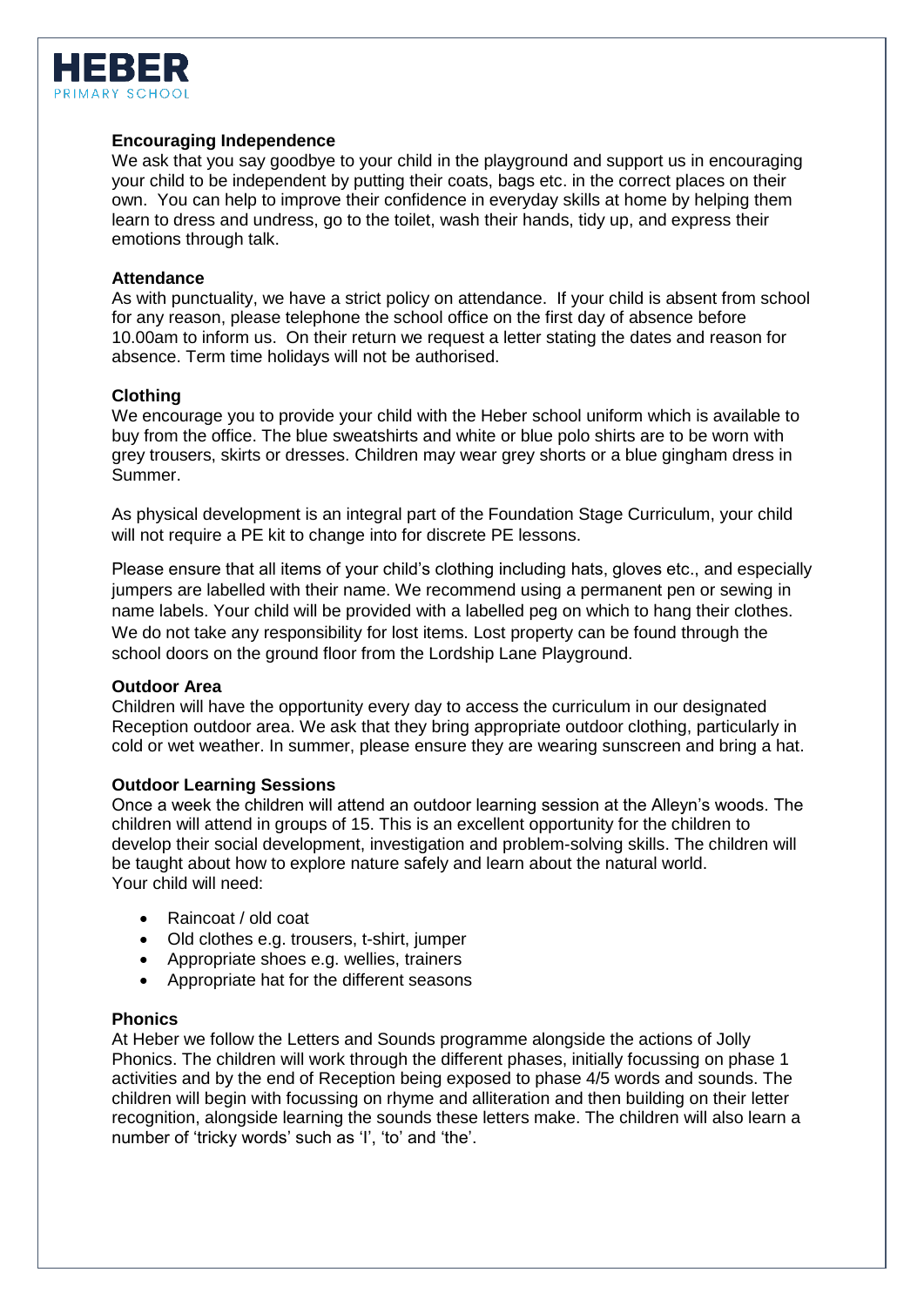## Encouraging Independence

We ask that you say goodbye to your child in the playground and support us in encouraging your child to be independent by putting their coats, bags etc. in the correct places on their own. You can help to improve their confidence in everyday skills at home by helping them learn to dress and undress, go to the toilet, wash their hands, tidy up, and express their emotions through talk.

## Attendance

As with punctuality, we have a strict policy on attendance. If your child is absent from school for any reason, please telephone the school office on the first day of absence before 10.00am to inform us. On their return we request a letter stating the dates and reason for absence. Term time holidays will not be authorised.

## Clothing

We encourage you to provide your child with the Heber school uniform which is available to buy from the office. The blue sweatshirts and white or blue polo shirts are to be worn with grey trousers, skirts or dresses. Children may wear grey shorts or a blue gingham dress in Summer.

As physical development is an integral part of the Foundation Stage Curriculum, your child will not require a PE kit to change into for discrete PE lessons.

Please ensure that all items of your child's clothing including hats, gloves etc., and especially jumpers are labelled with their name. We recommend using a permanent pen or sewing in name labels. Your child will be provided with a labelled peg on which to hang their clothes. We do not take any responsibility for lost items. Lost property can be found through the school doors on the ground floor from the Lordship Lane Playground.

## Outdoor Area

Children will have the opportunity every day to access the curriculum in our designated Reception outdoor area. We ask that they bring appropriate outdoor clothing, particularly in cold or wet weather. In summer, please ensure they are wearing sunscreen and bring a hat.

## Outdoor Learning Sessions

Once a week the children will attend an outdoor learning session at the Alleyn's woods. The children will attend in groups of 15. This is an excellent opportunity for the children to develop their social development, investigation and problem-solving skills. The children will be taught about how to explore nature safely and learn about the natural world.
Your child will need:

- Raincoat / old coat
- Old clothes e.g. trousers, t-shirt, jumper
- Appropriate shoes e.g. wellies, trainers
- Appropriate hat for the different seasons

## Phonics

At Heber we follow the Letters and Sounds programme alongside the actions of Jolly Phonics. The children will work through the different phases, initially focussing on phase 1 activities and by the end of Reception being exposed to phase 4/5 words and sounds. The children will begin with focussing on rhyme and alliteration and then building on their letter recognition, alongside learning the sounds these letters make. The children will also learn a number of 'tricky words' such as 'I', 'to' and 'the'.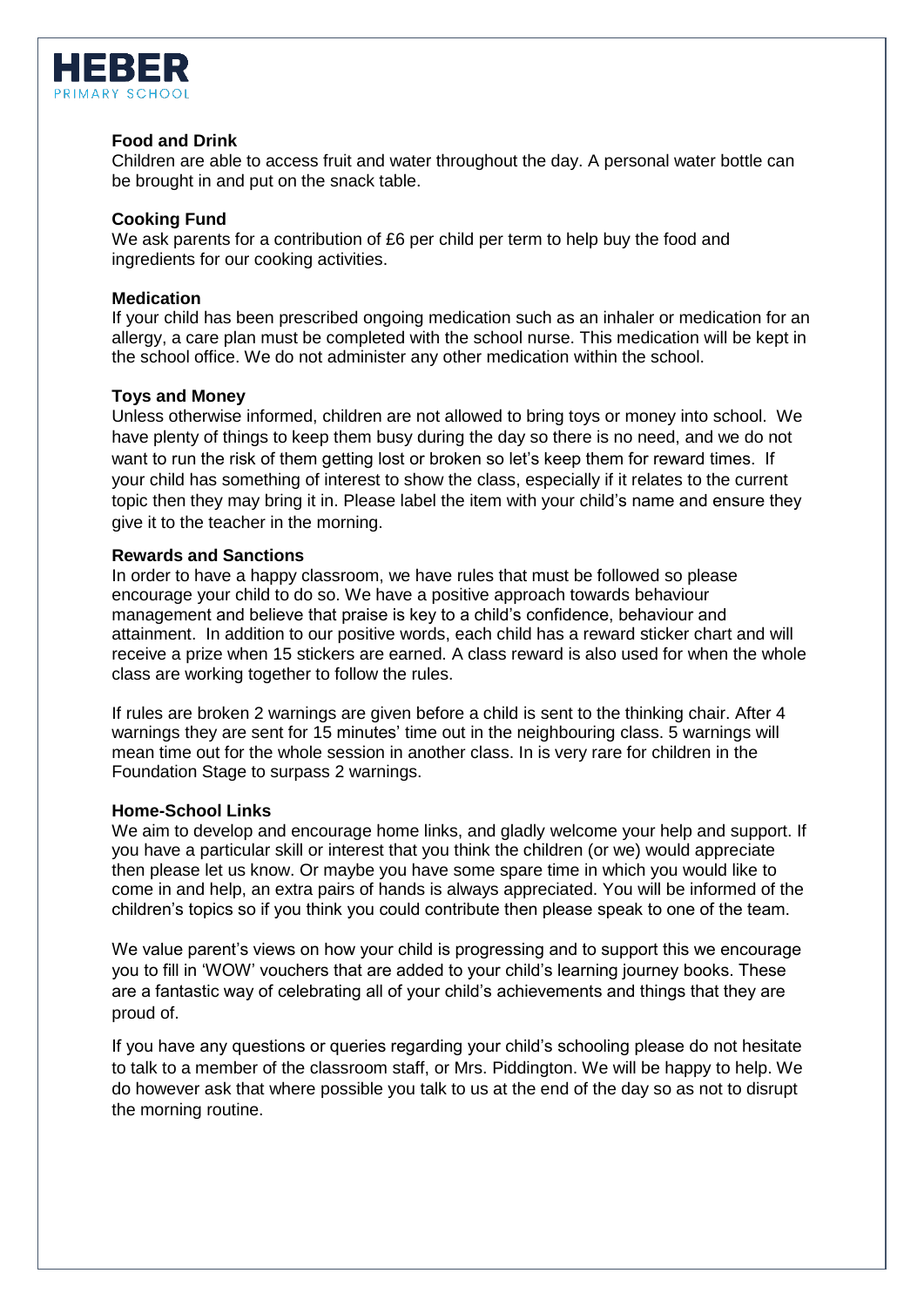**Food and Drink**

Children are able to access fruit and water throughout the day. A personal water bottle can be brought in and put on the snack table.

**Cooking Fund**

We ask parents for a contribution of £6 per child per term to help buy the food and ingredients for our cooking activities.

**Medication**

If your child has been prescribed ongoing medication such as an inhaler or medication for an allergy, a care plan must be completed with the school nurse. This medication will be kept in the school office. We do not administer any other medication within the school.

**Toys and Money**

Unless otherwise informed, children are not allowed to bring toys or money into school. We have plenty of things to keep them busy during the day so there is no need, and we do not want to run the risk of them getting lost or broken so let's keep them for reward times. If your child has something of interest to show the class, especially if it relates to the current topic then they may bring it in. Please label the item with your child's name and ensure they give it to the teacher in the morning.

**Rewards and Sanctions**

In order to have a happy classroom, we have rules that must be followed so please encourage your child to do so. We have a positive approach towards behaviour management and believe that praise is key to a child's confidence, behaviour and attainment. In addition to our positive words, each child has a reward sticker chart and will receive a prize when 15 stickers are earned. A class reward is also used for when the whole class are working together to follow the rules.

If rules are broken 2 warnings are given before a child is sent to the thinking chair. After 4 warnings they are sent for 15 minutes' time out in the neighbouring class. 5 warnings will mean time out for the whole session in another class. In is very rare for children in the Foundation Stage to surpass 2 warnings.

**Home-School Links**

We aim to develop and encourage home links, and gladly welcome your help and support. If you have a particular skill or interest that you think the children (or we) would appreciate then please let us know. Or maybe you have some spare time in which you would like to come in and help, an extra pairs of hands is always appreciated. You will be informed of the children's topics so if you think you could contribute then please speak to one of the team.

We value parent's views on how your child is progressing and to support this we encourage you to fill in 'WOW' vouchers that are added to your child's learning journey books. These are a fantastic way of celebrating all of your child's achievements and things that they are proud of.

If you have any questions or queries regarding your child's schooling please do not hesitate to talk to a member of the classroom staff, or Mrs. Piddington. We will be happy to help. We do however ask that where possible you talk to us at the end of the day so as not to disrupt the morning routine.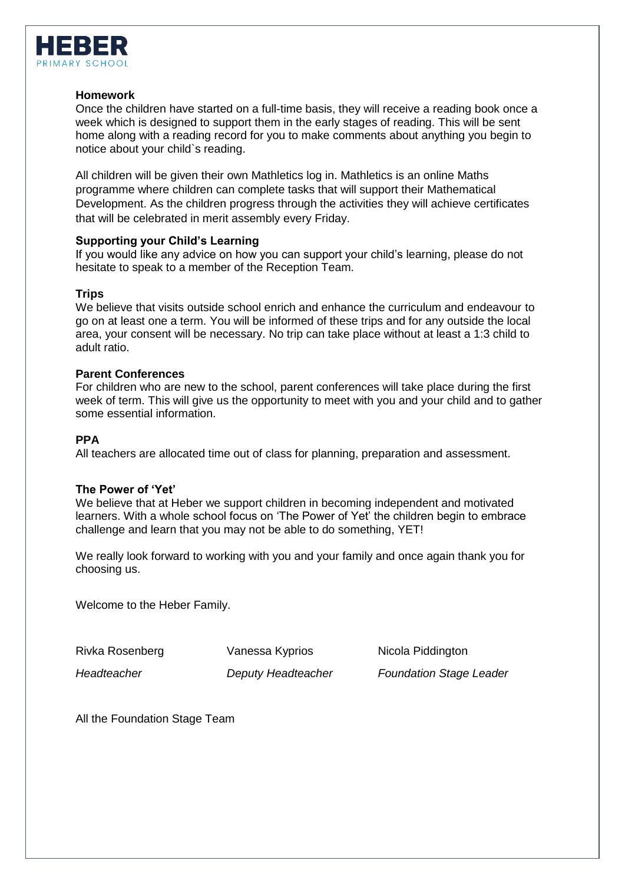**Homework**

Once the children have started on a full-time basis, they will receive a reading book once a week which is designed to support them in the early stages of reading. This will be sent home along with a reading record for you to make comments about anything you begin to notice about your child`s reading.

All children will be given their own Mathletics log in. Mathletics is an online Maths programme where children can complete tasks that will support their Mathematical Development. As the children progress through the activities they will achieve certificates that will be celebrated in merit assembly every Friday.

**Supporting your Child's Learning**

If you would like any advice on how you can support your child's learning, please do not hesitate to speak to a member of the Reception Team.

**Trips**

We believe that visits outside school enrich and enhance the curriculum and endeavour to go on at least one a term. You will be informed of these trips and for any outside the local area, your consent will be necessary. No trip can take place without at least a 1:3 child to adult ratio.

**Parent Conferences**

For children who are new to the school, parent conferences will take place during the first week of term. This will give us the opportunity to meet with you and your child and to gather some essential information.

**PPA**

All teachers are allocated time out of class for planning, preparation and assessment.

**The Power of 'Yet'**

We believe that at Heber we support children in becoming independent and motivated learners. With a whole school focus on 'The Power of Yet' the children begin to embrace challenge and learn that you may not be able to do something, YET!

We really look forward to working with you and your family and once again thank you for choosing us.

Welcome to the Heber Family.

| | | |
|---|---|---|
| Rivka Rosenberg | Vanessa Kyprios | Nicola Piddington |
| *Headteacher* | *Deputy Headteacher* | *Foundation Stage Leader* |

All the Foundation Stage Team